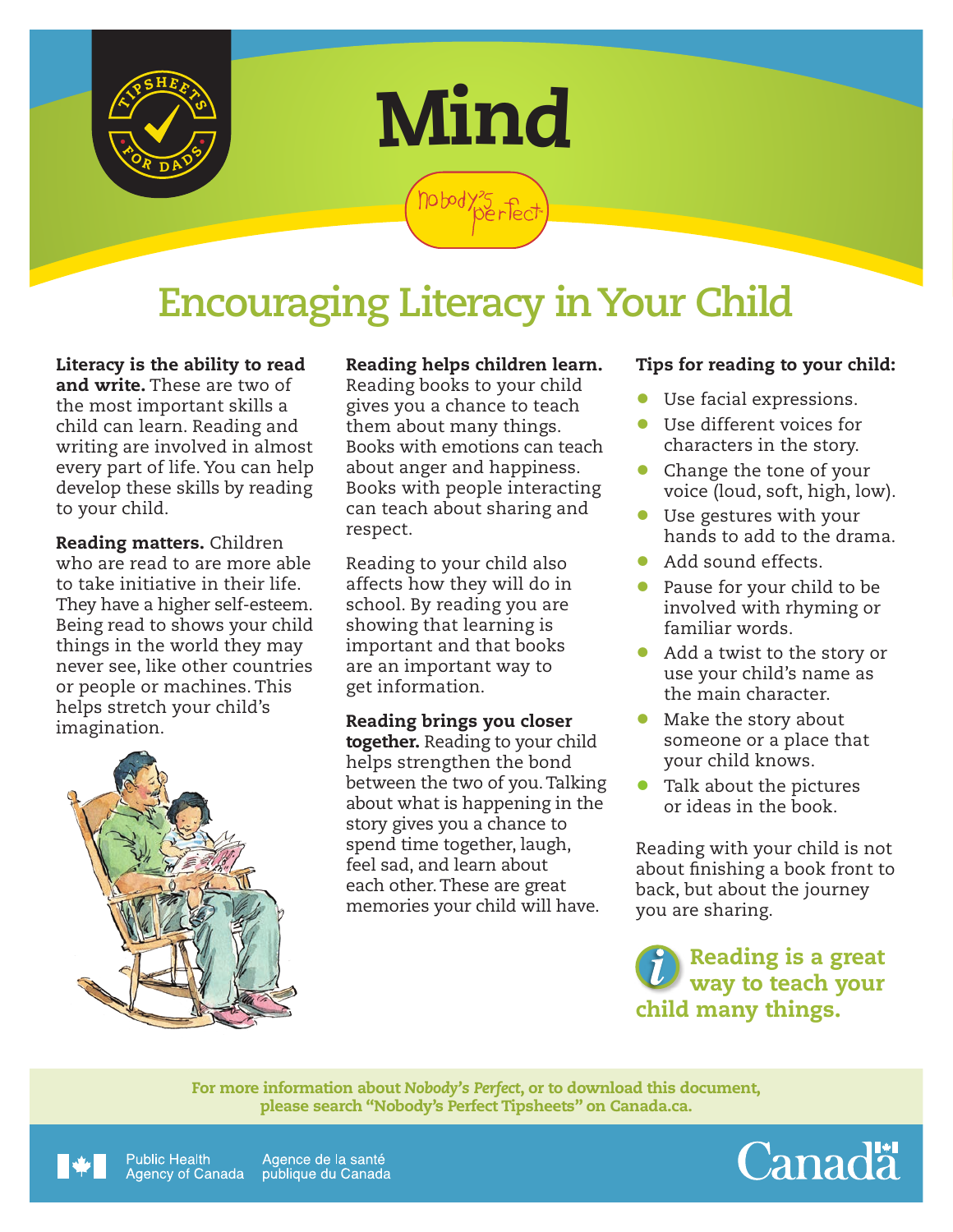# Mind

# Encouraging Literacy in Your Child

**Literacy is the ability to read and write.** These are two of the most important skills a child can learn. Reading and writing are involved in almost every part of life. You can help develop these skills by reading to your child.

**Reading matters.** Children who are read to are more able to take initiative in their life. They have a higher self-esteem. Being read to shows your child things in the world they may never see, like other countries or people or machines. This helps stretch your child's imagination.

**Reading helps children learn.** Reading books to your child gives you a chance to teach them about many things. Books with emotions can teach about anger and happiness. Books with people interacting can teach about sharing and respect.

Reading to your child also affects how they will do in school. By reading you are showing that learning is important and that books are an important way to get information.

**Reading brings you closer together.** Reading to your child helps strengthen the bond between the two of you. Talking about what is happening in the story gives you a chance to spend time together, laugh, feel sad, and learn about each other. These are great memories your child will have.

**Tips for reading to your child:**

- Use facial expressions.
- Use different voices for characters in the story.
- Change the tone of your voice (loud, soft, high, low).
- Use gestures with your hands to add to the drama.
- Add sound effects.
- Pause for your child to be involved with rhyming or familiar words.
- Add a twist to the story or use your child's name as the main character.
- Make the story about someone or a place that your child knows.
- Talk about the pictures or ideas in the book.

Reading with your child is not about finishing a book front to back, but about the journey you are sharing.

**Reading is a great way to teach your child many things.**

For more information about *Nobody's Perfect*, or to download this document, please search "Nobody's Perfect Tipsheets" on Canada.ca.

Public Health Agency of Canada / Agence de la santé publique du Canada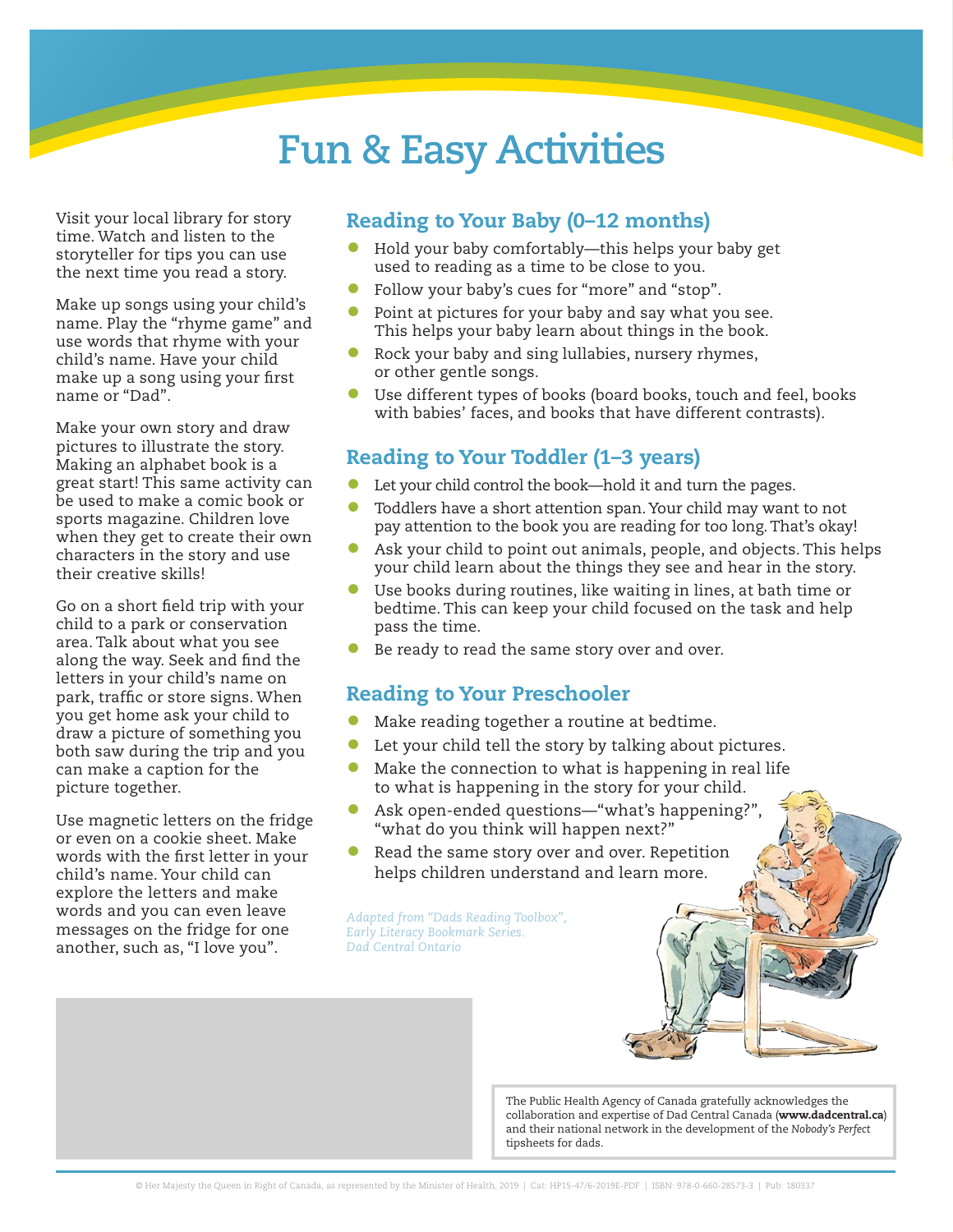# Fun & Easy Activities

Visit your local library for story time. Watch and listen to the storyteller for tips you can use the next time you read a story.

Make up songs using your child's name. Play the "rhyme game" and use words that rhyme with your child's name. Have your child make up a song using your first name or "Dad".

Make your own story and draw pictures to illustrate the story. Making an alphabet book is a great start! This same activity can be used to make a comic book or sports magazine. Children love when they get to create their own characters in the story and use their creative skills!

Go on a short field trip with your child to a park or conservation area. Talk about what you see along the way. Seek and find the letters in your child's name on park, traffic or store signs. When you get home ask your child to draw a picture of something you both saw during the trip and you can make a caption for the picture together.

Use magnetic letters on the fridge or even on a cookie sheet. Make words with the first letter in your child's name. Your child can explore the letters and make words and you can even leave messages on the fridge for one another, such as, "I love you".

## Reading to Your Baby (0–12 months)

- Hold your baby comfortably—this helps your baby get used to reading as a time to be close to you.
- Follow your baby's cues for "more" and "stop".
- Point at pictures for your baby and say what you see. This helps your baby learn about things in the book.
- Rock your baby and sing lullabies, nursery rhymes, or other gentle songs.
- Use different types of books (board books, touch and feel, books with babies' faces, and books that have different contrasts).

## Reading to Your Toddler (1–3 years)

- Let your child control the book—hold it and turn the pages.
- Toddlers have a short attention span. Your child may want to not pay attention to the book you are reading for too long. That's okay!
- Ask your child to point out animals, people, and objects. This helps your child learn about the things they see and hear in the story.
- Use books during routines, like waiting in lines, at bath time or bedtime. This can keep your child focused on the task and help pass the time.
- Be ready to read the same story over and over.

## Reading to Your Preschooler

- Make reading together a routine at bedtime.
- Let your child tell the story by talking about pictures.
- Make the connection to what is happening in real life to what is happening in the story for your child.
- Ask open-ended questions—"what's happening?", "what do you think will happen next?"
- Read the same story over and over. Repetition helps children understand and learn more.

*Adapted from "Dads Reading Toolbox", Early Literacy Bookmark Series. Dad Central Ontario*

The Public Health Agency of Canada gratefully acknowledges the collaboration and expertise of Dad Central Canada (**www.dadcentral.ca**) and their national network in the development of the *Nobody's Perfect* tipsheets for dads.

© Her Majesty the Queen in Right of Canada, as represented by the Minister of Health, 2019 | Cat: HP15-47/6-2019E-PDF | ISBN: 978-0-660-28573-3 | Pub: 180337